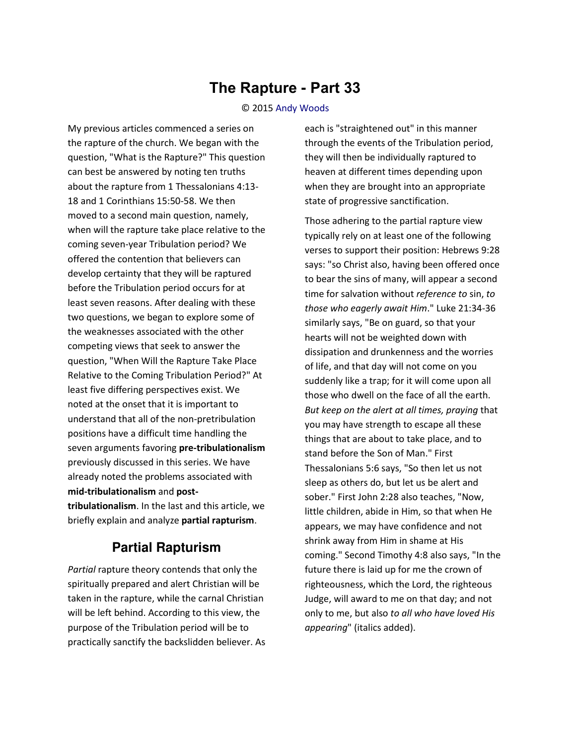# The Rapture - Part 33

© 2015 Andy Woods

My previous articles commenced a series on the rapture of the church. We began with the question, "What is the Rapture?" This question can best be answered by noting ten truths about the rapture from 1 Thessalonians 4:13-18 and 1 Corinthians 15:50-58. We then moved to a second main question, namely, when will the rapture take place relative to the coming seven-year Tribulation period? We offered the contention that believers can develop certainty that they will be raptured before the Tribulation period occurs for at least seven reasons. After dealing with these two questions, we began to explore some of the weaknesses associated with the other competing views that seek to answer the question, "When Will the Rapture Take Place Relative to the Coming Tribulation Period?" At least five differing perspectives exist. We noted at the onset that it is important to understand that all of the non-pretribulation positions have a difficult time handling the seven arguments favoring **pre-tribulationalism** previously discussed in this series. We have already noted the problems associated with **mid-tribulationalism** and **post-tribulationalism**. In the last and this article, we briefly explain and analyze **partial rapturism**.

## Partial Rapturism

*Partial* rapture theory contends that only the spiritually prepared and alert Christian will be taken in the rapture, while the carnal Christian will be left behind. According to this view, the purpose of the Tribulation period will be to practically sanctify the backslidden believer. As each is "straightened out" in this manner through the events of the Tribulation period, they will then be individually raptured to heaven at different times depending upon when they are brought into an appropriate state of progressive sanctification.

Those adhering to the partial rapture view typically rely on at least one of the following verses to support their position: Hebrews 9:28 says: "so Christ also, having been offered once to bear the sins of many, will appear a second time for salvation without *reference to* sin, *to those who eagerly await Him*." Luke 21:34-36 similarly says, "Be on guard, so that your hearts will not be weighted down with dissipation and drunkenness and the worries of life, and that day will not come on you suddenly like a trap; for it will come upon all those who dwell on the face of all the earth. *But keep on the alert at all times, praying* that you may have strength to escape all these things that are about to take place, and to stand before the Son of Man." First Thessalonians 5:6 says, "So then let us not sleep as others do, but let us be alert and sober." First John 2:28 also teaches, "Now, little children, abide in Him, so that when He appears, we may have confidence and not shrink away from Him in shame at His coming." Second Timothy 4:8 also says, "In the future there is laid up for me the crown of righteousness, which the Lord, the righteous Judge, will award to me on that day; and not only to me, but also *to all who have loved His appearing*" (italics added).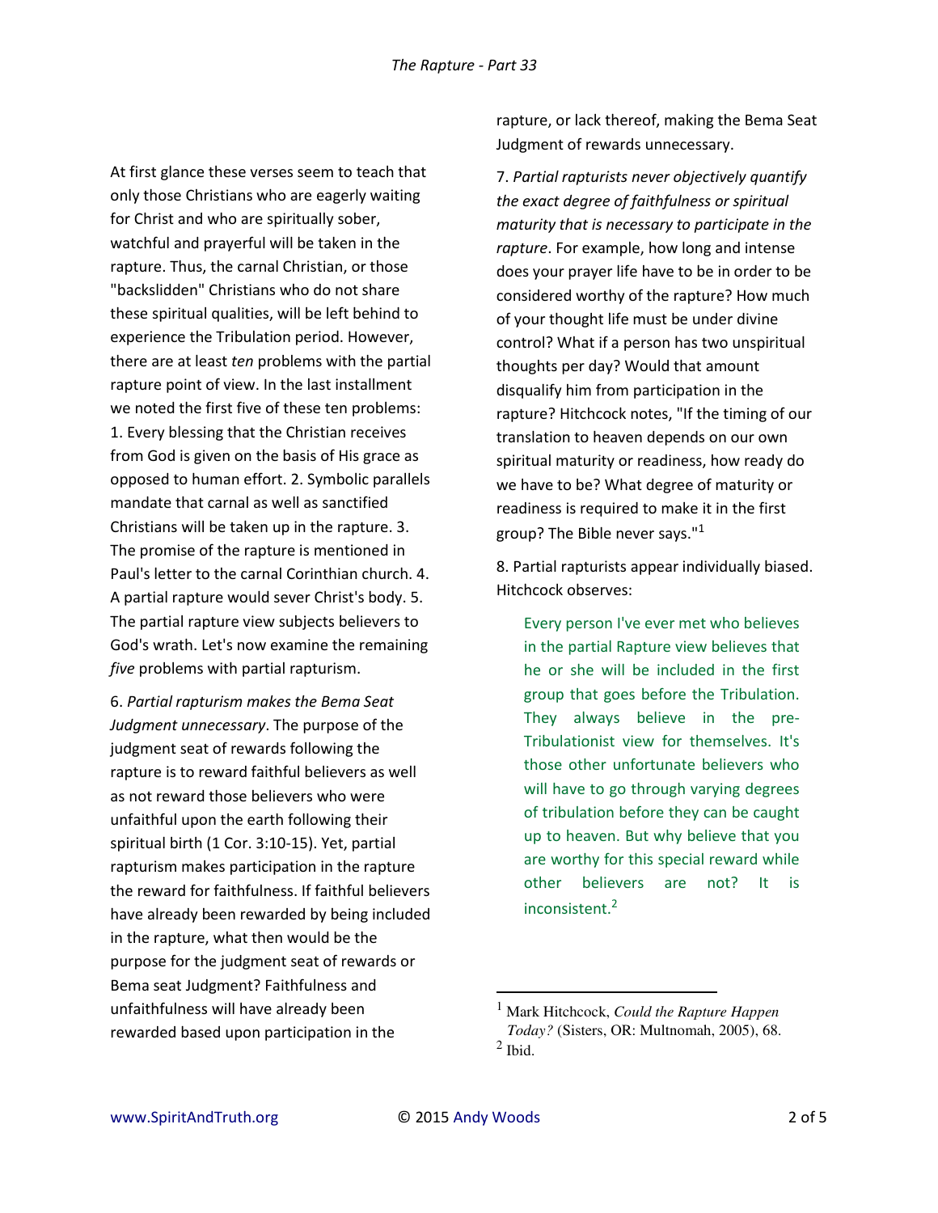At first glance these verses seem to teach that only those Christians who are eagerly waiting for Christ and who are spiritually sober, watchful and prayerful will be taken in the rapture. Thus, the carnal Christian, or those "backslidden" Christians who do not share these spiritual qualities, will be left behind to experience the Tribulation period. However, there are at least *ten* problems with the partial rapture point of view. In the last installment we noted the first five of these ten problems: 1. Every blessing that the Christian receives from God is given on the basis of His grace as opposed to human effort. 2. Symbolic parallels mandate that carnal as well as sanctified Christians will be taken up in the rapture. 3. The promise of the rapture is mentioned in Paul's letter to the carnal Corinthian church. 4. A partial rapture would sever Christ's body. 5. The partial rapture view subjects believers to God's wrath. Let's now examine the remaining *five* problems with partial rapturism.

6. *Partial rapturism makes the Bema Seat Judgment unnecessary*. The purpose of the judgment seat of rewards following the rapture is to reward faithful believers as well as not reward those believers who were unfaithful upon the earth following their spiritual birth (1 Cor. 3:10-15). Yet, partial rapturism makes participation in the rapture the reward for faithfulness. If faithful believers have already been rewarded by being included in the rapture, what then would be the purpose for the judgment seat of rewards or Bema seat Judgment? Faithfulness and unfaithfulness will have already been rewarded based upon participation in the rapture, or lack thereof, making the Bema Seat Judgment of rewards unnecessary.

7. *Partial rapturists never objectively quantify the exact degree of faithfulness or spiritual maturity that is necessary to participate in the rapture*. For example, how long and intense does your prayer life have to be in order to be considered worthy of the rapture? How much of your thought life must be under divine control? What if a person has two unspiritual thoughts per day? Would that amount disqualify him from participation in the rapture? Hitchcock notes, "If the timing of our translation to heaven depends on our own spiritual maturity or readiness, how ready do we have to be? What degree of maturity or readiness is required to make it in the first group? The Bible never says."[1]

8. Partial rapturists appear individually biased. Hitchcock observes:

> Every person I've ever met who believes in the partial Rapture view believes that he or she will be included in the first group that goes before the Tribulation. They always believe in the pre-Tribulationist view for themselves. It's those other unfortunate believers who will have to go through varying degrees of tribulation before they can be caught up to heaven. But why believe that you are worthy for this special reward while other believers are not? It is inconsistent.[2]

---

[1] Mark Hitchcock, *Could the Rapture Happen Today?* (Sisters, OR: Multnomah, 2005), 68.

[2] Ibid.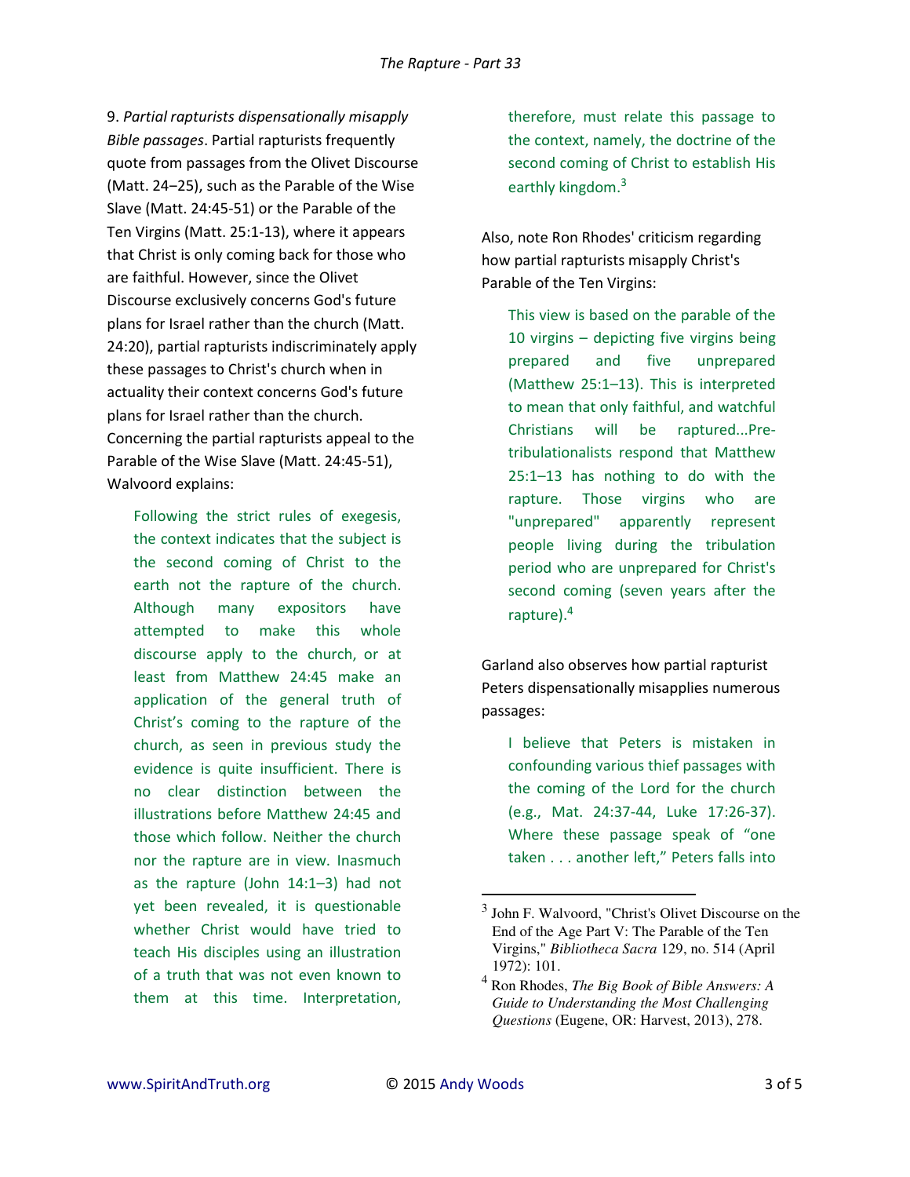9. *Partial rapturists dispensationally misapply Bible passages*. Partial rapturists frequently quote from passages from the Olivet Discourse (Matt. 24–25), such as the Parable of the Wise Slave (Matt. 24:45-51) or the Parable of the Ten Virgins (Matt. 25:1-13), where it appears that Christ is only coming back for those who are faithful. However, since the Olivet Discourse exclusively concerns God's future plans for Israel rather than the church (Matt. 24:20), partial rapturists indiscriminately apply these passages to Christ's church when in actuality their context concerns God's future plans for Israel rather than the church. Concerning the partial rapturists appeal to the Parable of the Wise Slave (Matt. 24:45-51), Walvoord explains:

> Following the strict rules of exegesis, the context indicates that the subject is the second coming of Christ to the earth not the rapture of the church. Although many expositors have attempted to make this whole discourse apply to the church, or at least from Matthew 24:45 make an application of the general truth of Christ's coming to the rapture of the church, as seen in previous study the evidence is quite insufficient. There is no clear distinction between the illustrations before Matthew 24:45 and those which follow. Neither the church nor the rapture are in view. Inasmuch as the rapture (John 14:1–3) had not yet been revealed, it is questionable whether Christ would have tried to teach His disciples using an illustration of a truth that was not even known to them at this time. Interpretation, therefore, must relate this passage to the context, namely, the doctrine of the second coming of Christ to establish His earthly kingdom.[3]

Also, note Ron Rhodes' criticism regarding how partial rapturists misapply Christ's Parable of the Ten Virgins:

> This view is based on the parable of the 10 virgins – depicting five virgins being prepared and five unprepared (Matthew 25:1–13). This is interpreted to mean that only faithful, and watchful Christians will be raptured...Pre-tribulationalists respond that Matthew 25:1–13 has nothing to do with the rapture. Those virgins who are "unprepared" apparently represent people living during the tribulation period who are unprepared for Christ's second coming (seven years after the rapture).[4]

Garland also observes how partial rapturist Peters dispensationally misapplies numerous passages:

> I believe that Peters is mistaken in confounding various thief passages with the coming of the Lord for the church (e.g., Mat. 24:37-44, Luke 17:26-37). Where these passage speak of "one taken . . . another left," Peters falls into

---

[3] John F. Walvoord, "Christ's Olivet Discourse on the End of the Age Part V: The Parable of the Ten Virgins," *Bibliotheca Sacra* 129, no. 514 (April 1972): 101.

[4] Ron Rhodes, *The Big Book of Bible Answers: A Guide to Understanding the Most Challenging Questions* (Eugene, OR: Harvest, 2013), 278.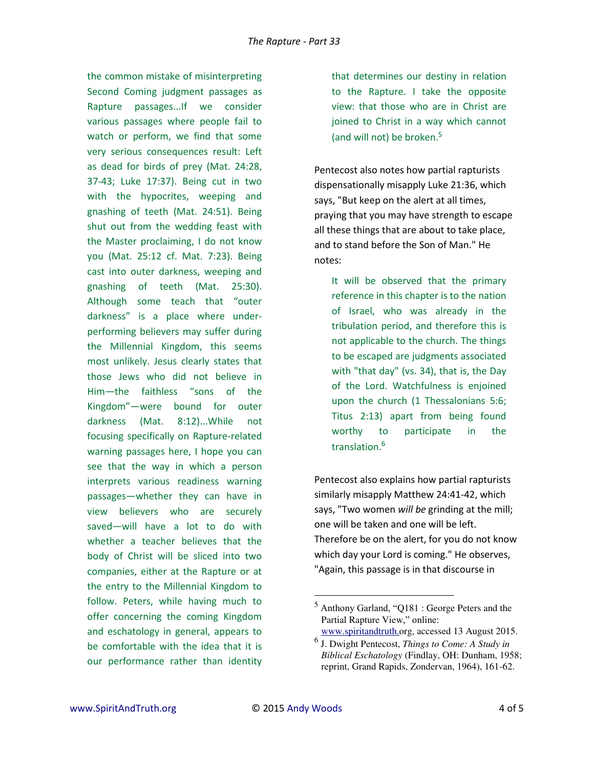the common mistake of misinterpreting Second Coming judgment passages as Rapture passages...If we consider various passages where people fail to watch or perform, we find that some very serious consequences result: Left as dead for birds of prey (Mat. 24:28, 37-43; Luke 17:37). Being cut in two with the hypocrites, weeping and gnashing of teeth (Mat. 24:51). Being shut out from the wedding feast with the Master proclaiming, I do not know you (Mat. 25:12 cf. Mat. 7:23). Being cast into outer darkness, weeping and gnashing of teeth (Mat. 25:30). Although some teach that "outer darkness" is a place where under-performing believers may suffer during the Millennial Kingdom, this seems most unlikely. Jesus clearly states that those Jews who did not believe in Him—the faithless "sons of the Kingdom"—were bound for outer darkness (Mat. 8:12)...While not focusing specifically on Rapture-related warning passages here, I hope you can see that the way in which a person interprets various readiness warning passages—whether they can have in view believers who are securely saved—will have a lot to do with whether a teacher believes that the body of Christ will be sliced into two companies, either at the Rapture or at the entry to the Millennial Kingdom to follow. Peters, while having much to offer concerning the coming Kingdom and eschatology in general, appears to be comfortable with the idea that it is our performance rather than identity that determines our destiny in relation to the Rapture. I take the opposite view: that those who are in Christ are joined to Christ in a way which cannot (and will not) be broken.[5]

Pentecost also notes how partial rapturists dispensationally misapply Luke 21:36, which says, "But keep on the alert at all times, praying that you may have strength to escape all these things that are about to take place, and to stand before the Son of Man." He notes:

> It will be observed that the primary reference in this chapter is to the nation of Israel, who was already in the tribulation period, and therefore this is not applicable to the church. The things to be escaped are judgments associated with "that day" (vs. 34), that is, the Day of the Lord. Watchfulness is enjoined upon the church (1 Thessalonians 5:6; Titus 2:13) apart from being found worthy to participate in the translation.[6]

Pentecost also explains how partial rapturists similarly misapply Matthew 24:41-42, which says, "Two women *will be* grinding at the mill; one will be taken and one will be left. Therefore be on the alert, for you do not know which day your Lord is coming." He observes, "Again, this passage is in that discourse in

---

[5] Anthony Garland, "Q181 : George Peters and the Partial Rapture View," online: www.spiritandtruth.org, accessed 13 August 2015.

[6] J. Dwight Pentecost, *Things to Come: A Study in Biblical Eschatology* (Findlay, OH: Dunham, 1958; reprint, Grand Rapids, Zondervan, 1964), 161-62.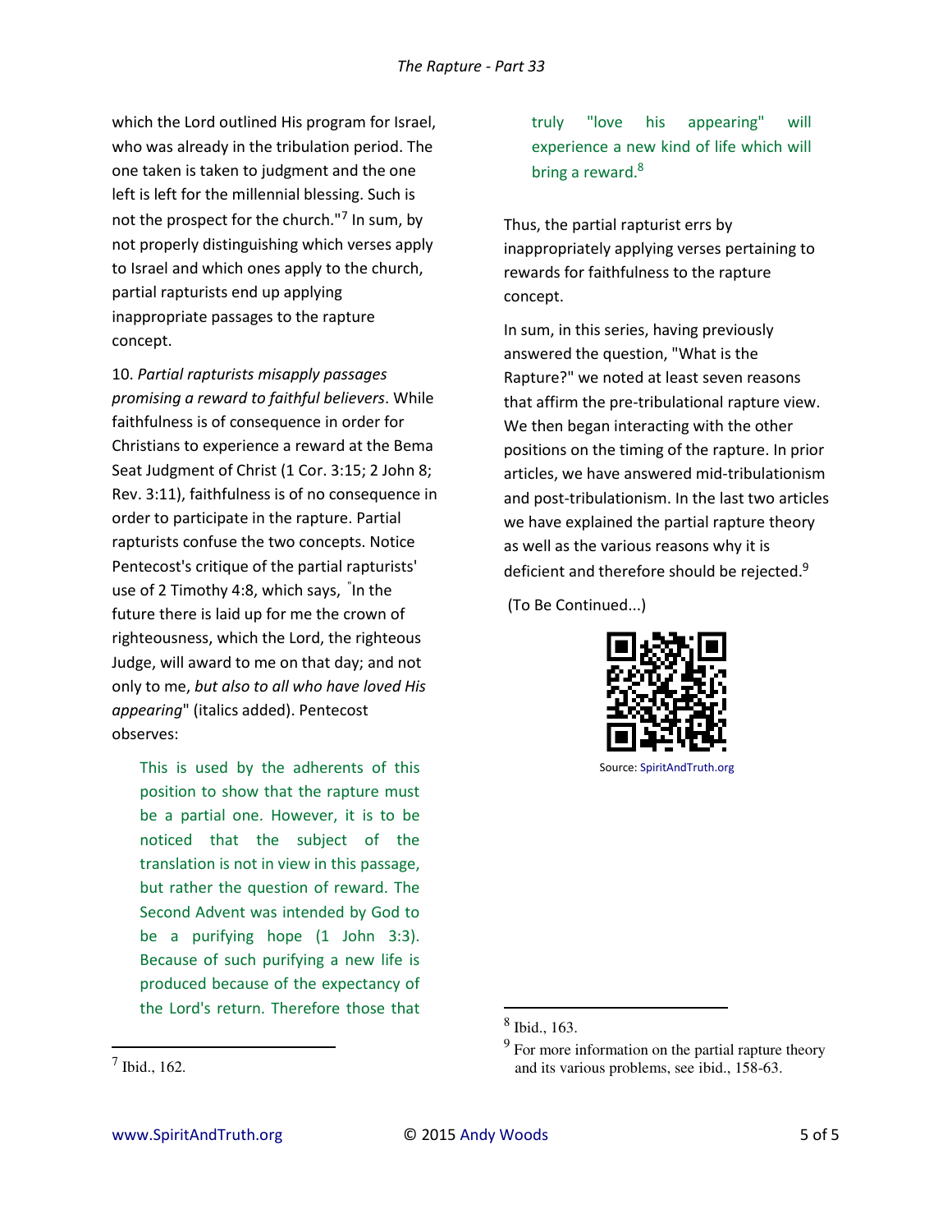which the Lord outlined His program for Israel, who was already in the tribulation period. The one taken is taken to judgment and the one left is left for the millennial blessing. Such is not the prospect for the church."[7] In sum, by not properly distinguishing which verses apply to Israel and which ones apply to the church, partial rapturists end up applying inappropriate passages to the rapture concept.

10. *Partial rapturists misapply passages promising a reward to faithful believers*. While faithfulness is of consequence in order for Christians to experience a reward at the Bema Seat Judgment of Christ (1 Cor. 3:15; 2 John 8; Rev. 3:11), faithfulness is of no consequence in order to participate in the rapture. Partial rapturists confuse the two concepts. Notice Pentecost's critique of the partial rapturists' use of 2 Timothy 4:8, which says, "In the future there is laid up for me the crown of righteousness, which the Lord, the righteous Judge, will award to me on that day; and not only to me, *but also to all who have loved His appearing*" (italics added). Pentecost observes:

> This is used by the adherents of this position to show that the rapture must be a partial one. However, it is to be noticed that the subject of the translation is not in view in this passage, but rather the question of reward. The Second Advent was intended by God to be a purifying hope (1 John 3:3). Because of such purifying a new life is produced because of the expectancy of the Lord's return. Therefore those that truly "love his appearing" will experience a new kind of life which will bring a reward.[8]

Thus, the partial rapturist errs by inappropriately applying verses pertaining to rewards for faithfulness to the rapture concept.

In sum, in this series, having previously answered the question, "What is the Rapture?" we noted at least seven reasons that affirm the pre-tribulational rapture view. We then began interacting with the other positions on the timing of the rapture. In prior articles, we have answered mid-tribulationism and post-tribulationism. In the last two articles we have explained the partial rapture theory as well as the various reasons why it is deficient and therefore should be rejected.[9]

(To Be Continued...)

Source: SpiritAndTruth.org

---

[7] Ibid., 162.

[8] Ibid., 163.

[9] For more information on the partial rapture theory and its various problems, see ibid., 158-63.